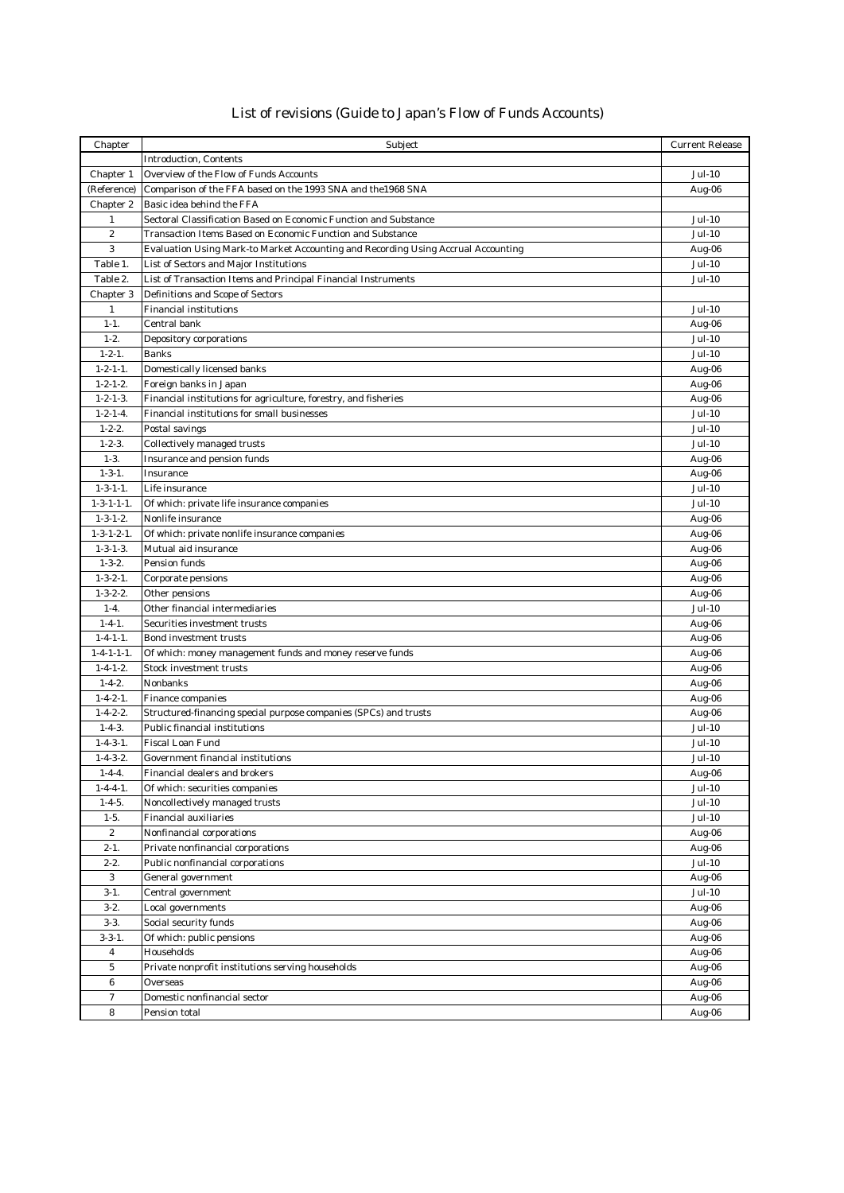# List of revisions (Guide to Japan's Flow of Funds Accounts)

| Chapter | Subject | Current Release |
|---|---|---|
| | Introduction, Contents | |
| Chapter 1 | Overview of the Flow of Funds Accounts | Jul-10 |
| (Reference) | Comparison of the FFA based on the 1993 SNA and the1968 SNA | Aug-06 |
| Chapter 2 | Basic idea behind the FFA | |
| 1 | Sectoral Classification Based on Economic Function and Substance | Jul-10 |
| 2 | Transaction Items Based on Economic Function and Substance | Jul-10 |
| 3 | Evaluation Using Mark-to Market Accounting and Recording Using Accrual Accounting | Aug-06 |
| Table 1. | List of Sectors and Major Institutions | Jul-10 |
| Table 2. | List of Transaction Items and Principal Financial Instruments | Jul-10 |
| Chapter 3 | Definitions and Scope of Sectors | |
| 1 | Financial institutions | Jul-10 |
| 1-1. | Central bank | Aug-06 |
| 1-2. | Depository corporations | Jul-10 |
| 1-2-1. | Banks | Jul-10 |
| 1-2-1-1. | Domestically licensed banks | Aug-06 |
| 1-2-1-2. | Foreign banks in Japan | Aug-06 |
| 1-2-1-3. | Financial institutions for agriculture, forestry, and fisheries | Aug-06 |
| 1-2-1-4. | Financial institutions for small businesses | Jul-10 |
| 1-2-2. | Postal savings | Jul-10 |
| 1-2-3. | Collectively managed trusts | Jul-10 |
| 1-3. | Insurance and pension funds | Aug-06 |
| 1-3-1. | Insurance | Aug-06 |
| 1-3-1-1. | Life insurance | Jul-10 |
| 1-3-1-1-1. | Of which: private life insurance companies | Jul-10 |
| 1-3-1-2. | Nonlife insurance | Aug-06 |
| 1-3-1-2-1. | Of which: private nonlife insurance companies | Aug-06 |
| 1-3-1-3. | Mutual aid insurance | Aug-06 |
| 1-3-2. | Pension funds | Aug-06 |
| 1-3-2-1. | Corporate pensions | Aug-06 |
| 1-3-2-2. | Other pensions | Aug-06 |
| 1-4. | Other financial intermediaries | Jul-10 |
| 1-4-1. | Securities investment trusts | Aug-06 |
| 1-4-1-1. | Bond investment trusts | Aug-06 |
| 1-4-1-1-1. | Of which: money management funds and money reserve funds | Aug-06 |
| 1-4-1-2. | Stock investment trusts | Aug-06 |
| 1-4-2. | Nonbanks | Aug-06 |
| 1-4-2-1. | Finance companies | Aug-06 |
| 1-4-2-2. | Structured-financing special purpose companies (SPCs) and trusts | Aug-06 |
| 1-4-3. | Public financial institutions | Jul-10 |
| 1-4-3-1. | Fiscal Loan Fund | Jul-10 |
| 1-4-3-2. | Government financial institutions | Jul-10 |
| 1-4-4. | Financial dealers and brokers | Aug-06 |
| 1-4-4-1. | Of which: securities companies | Jul-10 |
| 1-4-5. | Noncollectively managed trusts | Jul-10 |
| 1-5. | Financial auxiliaries | Jul-10 |
| 2 | Nonfinancial corporations | Aug-06 |
| 2-1. | Private nonfinancial corporations | Aug-06 |
| 2-2. | Public nonfinancial corporations | Jul-10 |
| 3 | General government | Aug-06 |
| 3-1. | Central government | Jul-10 |
| 3-2. | Local governments | Aug-06 |
| 3-3. | Social security funds | Aug-06 |
| 3-3-1. | Of which: public pensions | Aug-06 |
| 4 | Households | Aug-06 |
| 5 | Private nonprofit institutions serving households | Aug-06 |
| 6 | Overseas | Aug-06 |
| 7 | Domestic nonfinancial sector | Aug-06 |
| 8 | Pension total | Aug-06 |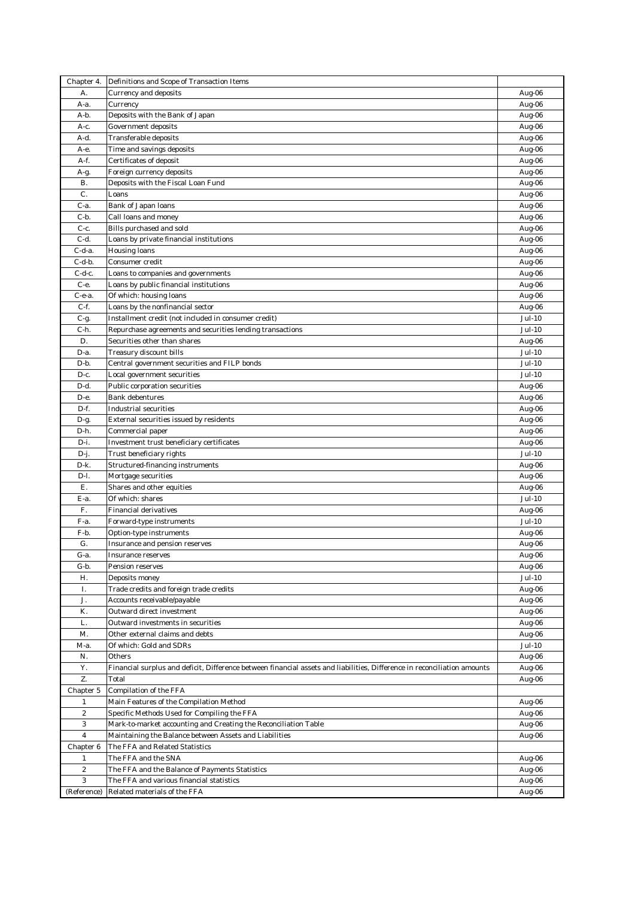| Chapter 4. | Definitions and Scope of Transaction Items | |
|---|---|---|
| A. | Currency and deposits | Aug-06 |
| A-a. | Currency | Aug-06 |
| A-b. | Deposits with the Bank of Japan | Aug-06 |
| A-c. | Government deposits | Aug-06 |
| A-d. | Transferable deposits | Aug-06 |
| A-e. | Time and savings deposits | Aug-06 |
| A-f. | Certificates of deposit | Aug-06 |
| A-g. | Foreign currency deposits | Aug-06 |
| B. | Deposits with the Fiscal Loan Fund | Aug-06 |
| C. | Loans | Aug-06 |
| C-a. | Bank of Japan loans | Aug-06 |
| C-b. | Call loans and money | Aug-06 |
| C-c. | Bills purchased and sold | Aug-06 |
| C-d. | Loans by private financial institutions | Aug-06 |
| C-d-a. | Housing loans | Aug-06 |
| C-d-b. | Consumer credit | Aug-06 |
| C-d-c. | Loans to companies and governments | Aug-06 |
| C-e. | Loans by public financial institutions | Aug-06 |
| C-e-a. | Of which: housing loans | Aug-06 |
| C-f. | Loans by the nonfinancial sector | Aug-06 |
| C-g. | Installment credit (not included in consumer credit) | Jul-10 |
| C-h. | Repurchase agreements and securities lending transactions | Jul-10 |
| D. | Securities other than shares | Aug-06 |
| D-a. | Treasury discount bills | Jul-10 |
| D-b. | Central government securities and FILP bonds | Jul-10 |
| D-c. | Local government securities | Jul-10 |
| D-d. | Public corporation securities | Aug-06 |
| D-e. | Bank debentures | Aug-06 |
| D-f. | Industrial securities | Aug-06 |
| D-g. | External securities issued by residents | Aug-06 |
| D-h. | Commercial paper | Aug-06 |
| D-i. | Investment trust beneficiary certificates | Aug-06 |
| D-j. | Trust beneficiary rights | Jul-10 |
| D-k. | Structured-financing instruments | Aug-06 |
| D-l. | Mortgage securities | Aug-06 |
| E. | Shares and other equities | Aug-06 |
| E-a. | Of which: shares | Jul-10 |
| F. | Financial derivatives | Aug-06 |
| F-a. | Forward-type instruments | Jul-10 |
| F-b. | Option-type instruments | Aug-06 |
| G. | Insurance and pension reserves | Aug-06 |
| G-a. | Insurance reserves | Aug-06 |
| G-b. | Pension reserves | Aug-06 |
| H. | Deposits money | Jul-10 |
| I. | Trade credits and foreign trade credits | Aug-06 |
| J. | Accounts receivable/payable | Aug-06 |
| K. | Outward direct investment | Aug-06 |
| L. | Outward investments in securities | Aug-06 |
| M. | Other external claims and debts | Aug-06 |
| M-a. | Of which: Gold and SDRs | Jul-10 |
| N. | Others | Aug-06 |
| Y. | Financial surplus and deficit, Difference between financial assets and liabilities, Difference in reconciliation amounts | Aug-06 |
| Z. | Total | Aug-06 |
| Chapter 5 | Compilation of the FFA | |
| 1 | Main Features of the Compilation Method | Aug-06 |
| 2 | Specific Methods Used for Compiling the FFA | Aug-06 |
| 3 | Mark-to-market accounting and Creating the Reconciliation Table | Aug-06 |
| 4 | Maintaining the Balance between Assets and Liabilities | Aug-06 |
| Chapter 6 | The FFA and Related Statistics | |
| 1 | The FFA and the SNA | Aug-06 |
| 2 | The FFA and the Balance of Payments Statistics | Aug-06 |
| 3 | The FFA and various financial statistics | Aug-06 |
| (Reference) | Related materials of the FFA | Aug-06 |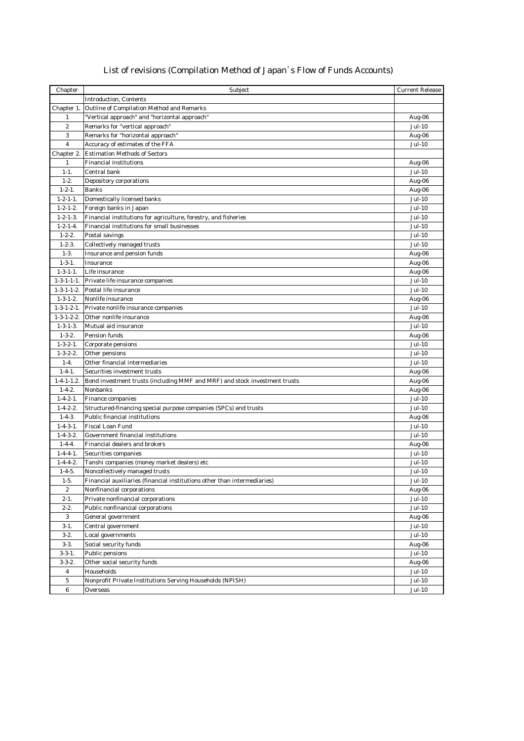# List of revisions (Compilation Method of Japan's Flow of Funds Accounts)

| Chapter | Subject | Current Release |
|---|---|---|
| | Introduction, Contents | |
| Chapter 1. | Outline of Compilation Method and Remarks | |
| 1 | "Vertical approach" and "horizontal approach" | Aug-06 |
| 2 | Remarks for "vertical approach" | Jul-10 |
| 3 | Remarks for "horizontal approach" | Aug-06 |
| 4 | Accuracy of estimates of the FFA | Jul-10 |
| Chapter 2. | Estimation Methods of Sectors | |
| 1 | Financial institutions | Aug-06 |
| 1-1. | Central bank | Jul-10 |
| 1-2. | Depository corporations | Aug-06 |
| 1-2-1. | Banks | Aug-06 |
| 1-2-1-1. | Domestically licensed banks | Jul-10 |
| 1-2-1-2. | Foreign banks in Japan | Jul-10 |
| 1-2-1-3. | Financial institutions for agriculture, forestry, and fisheries | Jul-10 |
| 1-2-1-4. | Financial institutions for small businesses | Jul-10 |
| 1-2-2. | Postal savings | Jul-10 |
| 1-2-3. | Collectively managed trusts | Jul-10 |
| 1-3. | Insurance and pension funds | Aug-06 |
| 1-3-1. | Insurance | Aug-06 |
| 1-3-1-1. | Life insurance | Aug-06 |
| 1-3-1-1-1. | Private life insurance companies | Jul-10 |
| 1-3-1-1-2. | Postal life insurance | Jul-10 |
| 1-3-1-2. | Nonlife insurance | Aug-06 |
| 1-3-1-2-1. | Private nonlife insurance companies | Jul-10 |
| 1-3-1-2-2. | Other nonlife insurance | Aug-06 |
| 1-3-1-3. | Mutual aid insurance | Jul-10 |
| 1-3-2. | Pension funds | Aug-06 |
| 1-3-2-1. | Corporate pensions | Jul-10 |
| 1-3-2-2. | Other pensions | Jul-10 |
| 1-4. | Other financial intermediaries | Jul-10 |
| 1-4-1. | Securities investment trusts | Aug-06 |
| 1-4-1-1.2. | Bond investment trusts (including MMF and MRF) and stock investment trusts | Aug-06 |
| 1-4-2. | Nonbanks | Aug-06 |
| 1-4-2-1. | Finance companies | Jul-10 |
| 1-4-2-2. | Structured-financing special purpose companies (SPCs) and trusts | Jul-10 |
| 1-4-3. | Public financial institutions | Aug-06 |
| 1-4-3-1. | Fiscal Loan Fund | Jul-10 |
| 1-4-3-2. | Government financial institutions | Jul-10 |
| 1-4-4. | Financial dealers and brokers | Aug-06 |
| 1-4-4-1. | Securities companies | Jul-10 |
| 1-4-4-2. | Tanshi companies (money market dealers) etc | Jul-10 |
| 1-4-5. | Noncollectively managed trusts | Jul-10 |
| 1-5. | Financial auxiliaries (financial institutions other than intermediaries) | Jul-10 |
| 2 | Nonfinancial corporations | Aug-06 |
| 2-1. | Private nonfinancial corporations | Jul-10 |
| 2-2. | Public nonfinancial corporations | Jul-10 |
| 3 | General government | Aug-06 |
| 3-1. | Central government | Jul-10 |
| 3-2. | Local governments | Jul-10 |
| 3-3. | Social security funds | Aug-06 |
| 3-3-1. | Public pensions | Jul-10 |
| 3-3-2. | Other social security funds | Aug-06 |
| 4 | Households | Jul-10 |
| 5 | Nonprofit Private Institutions Serving Households (NPISH) | Jul-10 |
| 6 | Overseas | Jul-10 |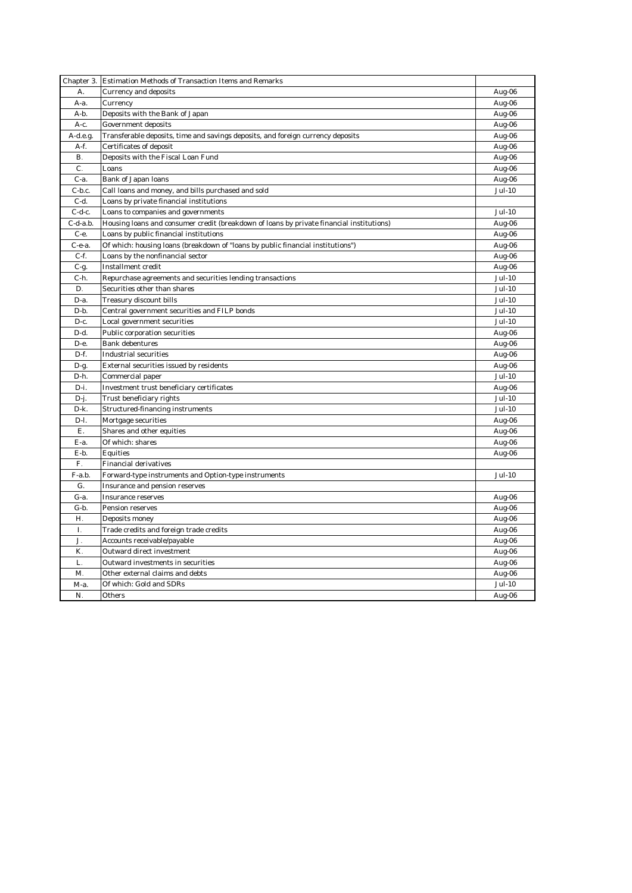| Chapter 3. | Estimation Methods of Transaction Items and Remarks | |
|---|---|---|
| A. | Currency and deposits | Aug-06 |
| A-a. | Currency | Aug-06 |
| A-b. | Deposits with the Bank of Japan | Aug-06 |
| A-c. | Government deposits | Aug-06 |
| A-d.e.g. | Transferable deposits, time and savings deposits, and foreign currency deposits | Aug-06 |
| A-f. | Certificates of deposit | Aug-06 |
| B. | Deposits with the Fiscal Loan Fund | Aug-06 |
| C. | Loans | Aug-06 |
| C-a. | Bank of Japan loans | Aug-06 |
| C-b.c. | Call loans and money, and bills purchased and sold | Jul-10 |
| C-d. | Loans by private financial institutions | |
| C-d-c. | Loans to companies and governments | Jul-10 |
| C-d-a.b. | Housing loans and consumer credit (breakdown of loans by private financial institutions) | Aug-06 |
| C-e. | Loans by public financial institutions | Aug-06 |
| C-e-a. | Of which: housing loans (breakdown of "loans by public financial institutions") | Aug-06 |
| C-f. | Loans by the nonfinancial sector | Aug-06 |
| C-g. | Installment credit | Aug-06 |
| C-h. | Repurchase agreements and securities lending transactions | Jul-10 |
| D. | Securities other than shares | Jul-10 |
| D-a. | Treasury discount bills | Jul-10 |
| D-b. | Central government securities and FILP bonds | Jul-10 |
| D-c. | Local government securities | Jul-10 |
| D-d. | Public corporation securities | Aug-06 |
| D-e. | Bank debentures | Aug-06 |
| D-f. | Industrial securities | Aug-06 |
| D-g. | External securities issued by residents | Aug-06 |
| D-h. | Commercial paper | Jul-10 |
| D-i. | Investment trust beneficiary certificates | Aug-06 |
| D-j. | Trust beneficiary rights | Jul-10 |
| D-k. | Structured-financing instruments | Jul-10 |
| D-l. | Mortgage securities | Aug-06 |
| E. | Shares and other equities | Aug-06 |
| E-a. | Of which: shares | Aug-06 |
| E-b. | Equities | Aug-06 |
| F. | Financial derivatives | |
| F-a.b. | Forward-type instruments and Option-type instruments | Jul-10 |
| G. | Insurance and pension reserves | |
| G-a. | Insurance reserves | Aug-06 |
| G-b. | Pension reserves | Aug-06 |
| H. | Deposits money | Aug-06 |
| I. | Trade credits and foreign trade credits | Aug-06 |
| J. | Accounts receivable/payable | Aug-06 |
| K. | Outward direct investment | Aug-06 |
| L. | Outward investments in securities | Aug-06 |
| M. | Other external claims and debts | Aug-06 |
| M-a. | Of which: Gold and SDRs | Jul-10 |
| N. | Others | Aug-06 |